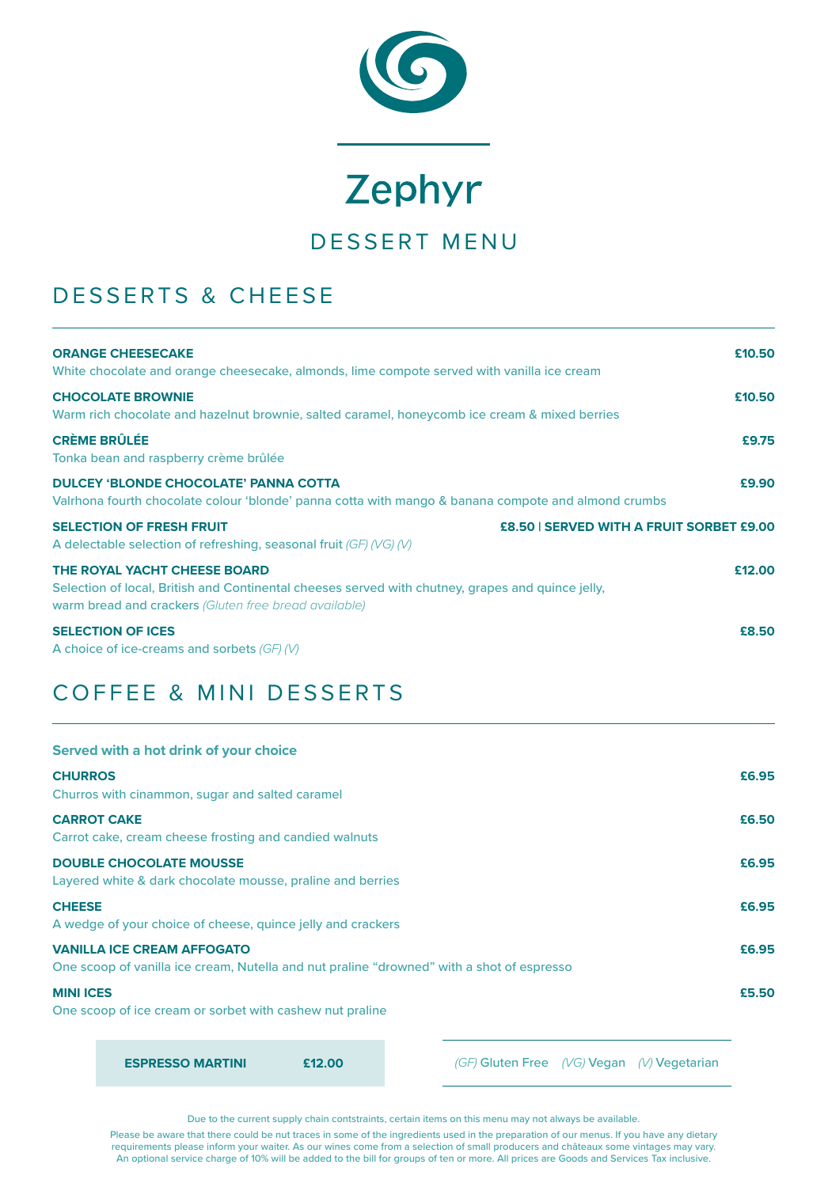# Zephyr

## DESSERT MENU

## DESSERTS & CHEESE

**ORANGE CHEESECAKE** **£10.50**
White chocolate and orange cheesecake, almonds, lime compote served with vanilla ice cream

**CHOCOLATE BROWNIE** **£10.50**
Warm rich chocolate and hazelnut brownie, salted caramel, honeycomb ice cream & mixed berries

**CRÈME BRÛLÉE** **£9.75**
Tonka bean and raspberry crème brûlée

**DULCEY 'BLONDE CHOCOLATE' PANNA COTTA** **£9.90**
Valrhona fourth chocolate colour 'blonde' panna cotta with mango & banana compote and almond crumbs

**SELECTION OF FRESH FRUIT** **£8.50 | SERVED WITH A FRUIT SORBET £9.00**
A delectable selection of refreshing, seasonal fruit *(GF) (VG) (V)*

**THE ROYAL YACHT CHEESE BOARD** **£12.00**
Selection of local, British and Continental cheeses served with chutney, grapes and quince jelly, warm bread and crackers *(Gluten free bread available)*

**SELECTION OF ICES** **£8.50**
A choice of ice-creams and sorbets *(GF) (V)*

## COFFEE & MINI DESSERTS

**Served with a hot drink of your choice**

**CHURROS** **£6.95**
Churros with cinammon, sugar and salted caramel

**CARROT CAKE** **£6.50**
Carrot cake, cream cheese frosting and candied walnuts

**DOUBLE CHOCOLATE MOUSSE** **£6.95**
Layered white & dark chocolate mousse, praline and berries

**CHEESE** **£6.95**
A wedge of your choice of cheese, quince jelly and crackers

**VANILLA ICE CREAM AFFOGATO** **£6.95**
One scoop of vanilla ice cream, Nutella and nut praline "drowned" with a shot of espresso

**MINI ICES** **£5.50**
One scoop of ice cream or sorbet with cashew nut praline

**ESPRESSO MARTINI** **£12.00**

*(GF)* Gluten Free *(VG)* Vegan *(V)* Vegetarian

Due to the current supply chain contstraints, certain items on this menu may not always be available.

Please be aware that there could be nut traces in some of the ingredients used in the preparation of our menus. If you have any dietary requirements please inform your waiter. As our wines come from a selection of small producers and châteaux some vintages may vary. An optional service charge of 10% will be added to the bill for groups of ten or more. All prices are Goods and Services Tax inclusive.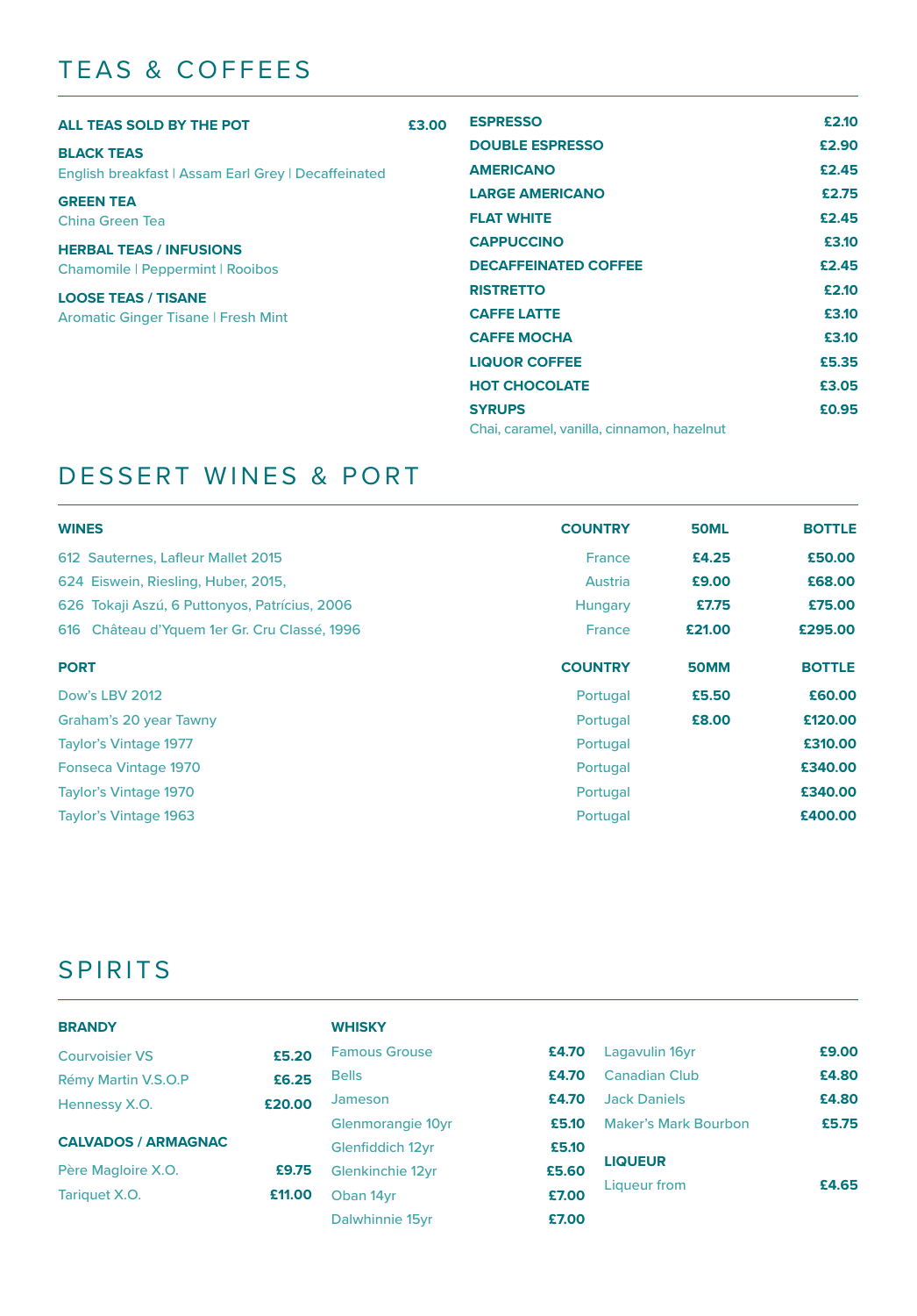# TEAS & COFFEES

**ALL TEAS SOLD BY THE POT** **£3.00**

**BLACK TEAS**
English breakfast | Assam Earl Grey | Decaffeinated

**GREEN TEA**
China Green Tea

**HERBAL TEAS / INFUSIONS**
Chamomile | Peppermint | Rooibos

**LOOSE TEAS / TISANE**
Aromatic Ginger Tisane | Fresh Mint

| | |
|---|---|
| **ESPRESSO** | **£2.10** |
| **DOUBLE ESPRESSO** | **£2.90** |
| **AMERICANO** | **£2.45** |
| **LARGE AMERICANO** | **£2.75** |
| **FLAT WHITE** | **£2.45** |
| **CAPPUCCINO** | **£3.10** |
| **DECAFFEINATED COFFEE** | **£2.45** |
| **RISTRETTO** | **£2.10** |
| **CAFFE LATTE** | **£3.10** |
| **CAFFE MOCHA** | **£3.10** |
| **LIQUOR COFFEE** | **£5.35** |
| **HOT CHOCOLATE** | **£3.05** |
| **SYRUPS** | **£0.95** |

Chai, caramel, vanilla, cinnamon, hazelnut

# DESSERT WINES & PORT

| **WINES** | **COUNTRY** | **50ML** | **BOTTLE** |
|---|---|---|---|
| 612 Sauternes, Lafleur Mallet 2015 | France | **£4.25** | **£50.00** |
| 624 Eiswein, Riesling, Huber, 2015, | Austria | **£9.00** | **£68.00** |
| 626 Tokaji Aszú, 6 Puttonyos, Patrícius, 2006 | Hungary | **£7.75** | **£75.00** |
| 616 Château d'Yquem 1er Gr. Cru Classé, 1996 | France | **£21.00** | **£295.00** |

| **PORT** | **COUNTRY** | **50MM** | **BOTTLE** |
|---|---|---|---|
| Dow's LBV 2012 | Portugal | **£5.50** | **£60.00** |
| Graham's 20 year Tawny | Portugal | **£8.00** | **£120.00** |
| Taylor's Vintage 1977 | Portugal | | **£310.00** |
| Fonseca Vintage 1970 | Portugal | | **£340.00** |
| Taylor's Vintage 1970 | Portugal | | **£340.00** |
| Taylor's Vintage 1963 | Portugal | | **£400.00** |

# SPIRITS

**BRANDY**

| | |
|---|---|
| Courvoisier VS | **£5.20** |
| Rémy Martin V.S.O.P | **£6.25** |
| Hennessy X.O. | **£20.00** |

**CALVADOS / ARMAGNAC**

| | |
|---|---|
| Père Magloire X.O. | **£9.75** |
| Tariquet X.O. | **£11.00** |

**WHISKY**

| | |
|---|---|
| Famous Grouse | **£4.70** |
| Bells | **£4.70** |
| Jameson | **£4.70** |
| Glenmorangie 10yr | **£5.10** |
| Glenfiddich 12yr | **£5.10** |
| Glenkinchie 12yr | **£5.60** |
| Oban 14yr | **£7.00** |
| Dalwhinnie 15yr | **£7.00** |
| Lagavulin 16yr | **£9.00** |
| Canadian Club | **£4.80** |
| Jack Daniels | **£4.80** |
| Maker's Mark Bourbon | **£5.75** |

**LIQUEUR**

| | |
|---|---|
| Liqueur from | **£4.65** |